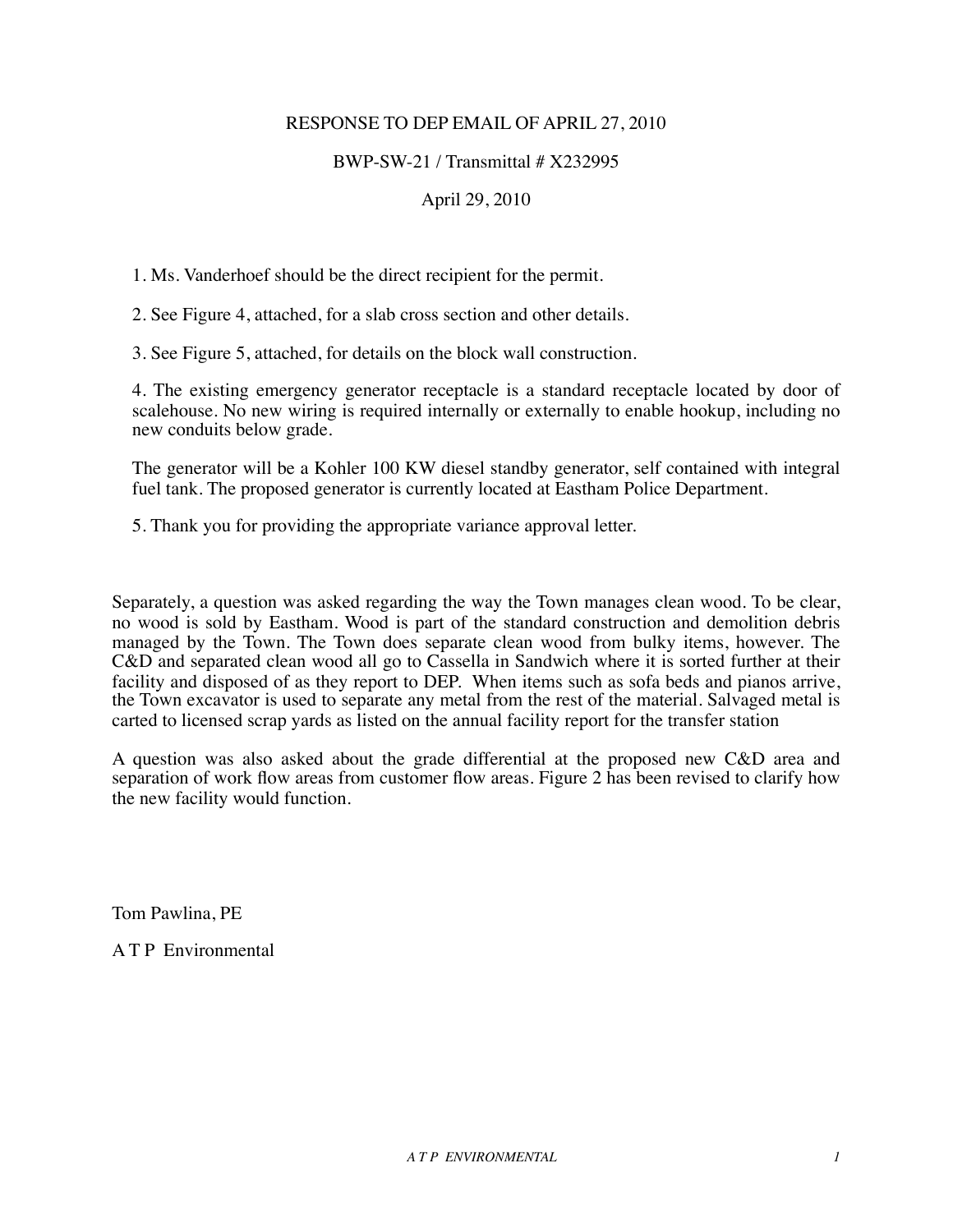# RESPONSE TO DEP EMAIL OF APRIL 27, 2010

BWP-SW-21 / Transmittal # X232995

April 29, 2010

1. Ms. Vanderhoef should be the direct recipient for the permit.

2. See Figure 4, attached, for a slab cross section and other details.

3. See Figure 5, attached, for details on the block wall construction.

4. The existing emergency generator receptacle is a standard receptacle located by door of scalehouse. No new wiring is required internally or externally to enable hookup, including no new conduits below grade.

   The generator will be a Kohler 100 KW diesel standby generator, self contained with integral fuel tank. The proposed generator is currently located at Eastham Police Department.

5. Thank you for providing the appropriate variance approval letter.

Separately, a question was asked regarding the way the Town manages clean wood. To be clear, no wood is sold by Eastham. Wood is part of the standard construction and demolition debris managed by the Town. The Town does separate clean wood from bulky items, however. The C&D and separated clean wood all go to Cassella in Sandwich where it is sorted further at their facility and disposed of as they report to DEP. When items such as sofa beds and pianos arrive, the Town excavator is used to separate any metal from the rest of the material. Salvaged metal is carted to licensed scrap yards as listed on the annual facility report for the transfer station

A question was also asked about the grade differential at the proposed new C&D area and separation of work flow areas from customer flow areas. Figure 2 has been revised to clarify how the new facility would function.

Tom Pawlina, PE

A T P Environmental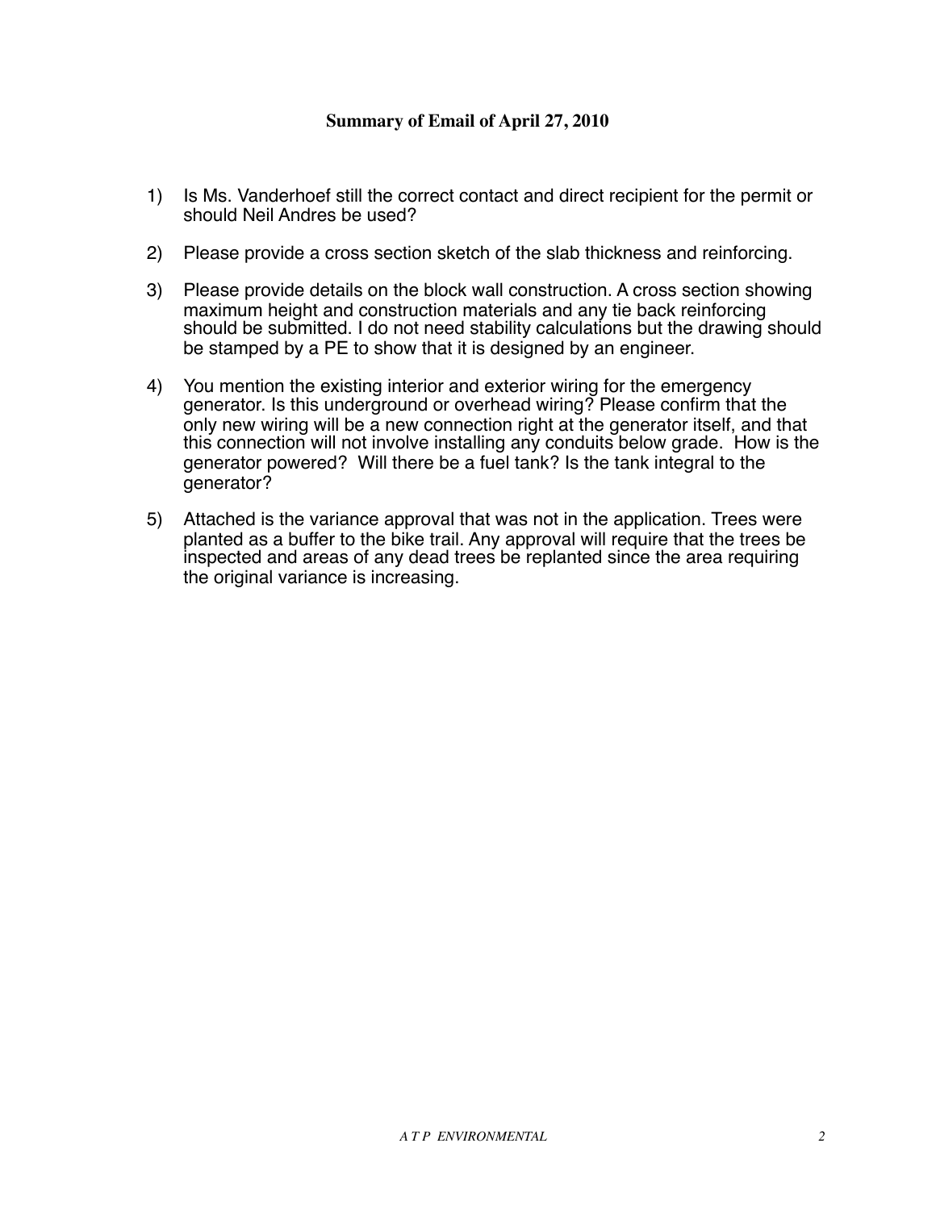**Summary of Email of April 27, 2010**

1) Is Ms. Vanderhoef still the correct contact and direct recipient for the permit or should Neil Andres be used?

2) Please provide a cross section sketch of the slab thickness and reinforcing.

3) Please provide details on the block wall construction. A cross section showing maximum height and construction materials and any tie back reinforcing should be submitted. I do not need stability calculations but the drawing should be stamped by a PE to show that it is designed by an engineer.

4) You mention the existing interior and exterior wiring for the emergency generator. Is this underground or overhead wiring? Please confirm that the only new wiring will be a new connection right at the generator itself, and that this connection will not involve installing any conduits below grade. How is the generator powered? Will there be a fuel tank? Is the tank integral to the generator?

5) Attached is the variance approval that was not in the application. Trees were planted as a buffer to the bike trail. Any approval will require that the trees be inspected and areas of any dead trees be replanted since the area requiring the original variance is increasing.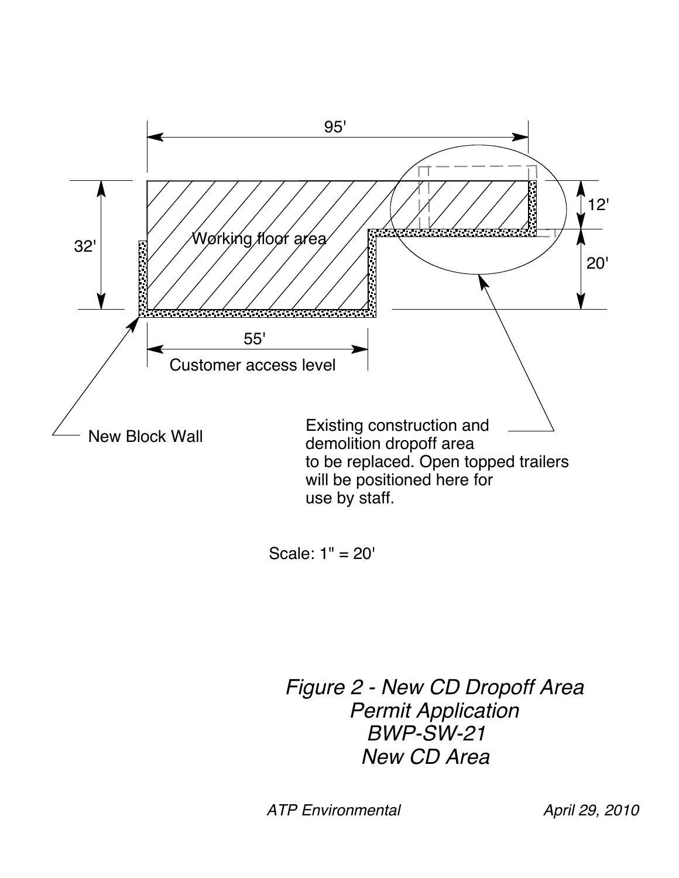95'

32'

12'

20'

Working floor area

55'

Customer access level

New Block Wall

Existing construction and demolition dropoff area to be replaced. Open topped trailers will be positioned here for use by staff.

Scale: 1" = 20'

*Figure 2 - New CD Dropoff Area*
*Permit Application*
*BWP-SW-21*
*New CD Area*

*ATP Environmental* *April 29, 2010*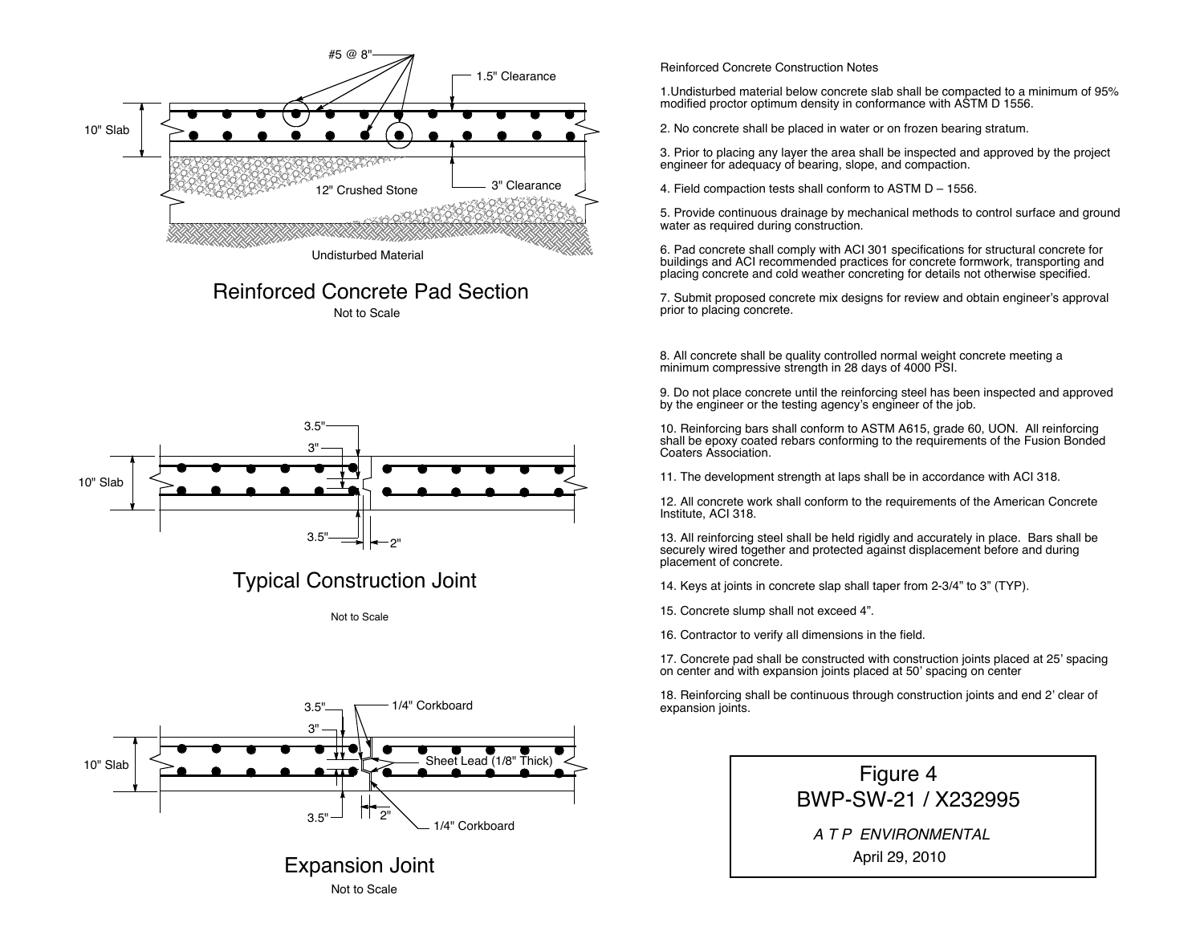## Reinforced Concrete Pad Section

Not to Scale

#5 @ 8"

1.5" Clearance

10" Slab

12" Crushed Stone

3" Clearance

Undisturbed Material

## Typical Construction Joint

Not to Scale

3.5"

3"

10" Slab

3.5"

2"

## Expansion Joint

Not to Scale

3.5"

3"

1/4" Corkboard

10" Slab

Sheet Lead (1/8" Thick)

3.5"

2"

1/4" Corkboard

## Reinforced Concrete Construction Notes

1. Undisturbed material below concrete slab shall be compacted to a minimum of 95% modified proctor optimum density in conformance with ASTM D 1556.

2. No concrete shall be placed in water or on frozen bearing stratum.

3. Prior to placing any layer the area shall be inspected and approved by the project engineer for adequacy of bearing, slope, and compaction.

4. Field compaction tests shall conform to ASTM D – 1556.

5. Provide continuous drainage by mechanical methods to control surface and ground water as required during construction.

6. Pad concrete shall comply with ACI 301 specifications for structural concrete for buildings and ACI recommended practices for concrete formwork, transporting and placing concrete and cold weather concreting for details not otherwise specified.

7. Submit proposed concrete mix designs for review and obtain engineer's approval prior to placing concrete.

8. All concrete shall be quality controlled normal weight concrete meeting a minimum compressive strength in 28 days of 4000 PSI.

9. Do not place concrete until the reinforcing steel has been inspected and approved by the engineer or the testing agency's engineer of the job.

10. Reinforcing bars shall conform to ASTM A615, grade 60, UON. All reinforcing shall be epoxy coated rebars conforming to the requirements of the Fusion Bonded Coaters Association.

11. The development strength at laps shall be in accordance with ACI 318.

12. All concrete work shall conform to the requirements of the American Concrete Institute, ACI 318.

13. All reinforcing steel shall be held rigidly and accurately in place. Bars shall be securely wired together and protected against displacement before and during placement of concrete.

14. Keys at joints in concrete slap shall taper from 2-3/4" to 3" (TYP).

15. Concrete slump shall not exceed 4".

16. Contractor to verify all dimensions in the field.

17. Concrete pad shall be constructed with construction joints placed at 25' spacing on center and with expansion joints placed at 50' spacing on center

18. Reinforcing shall be continuous through construction joints and end 2' clear of expansion joints.

Figure 4
BWP-SW-21 / X232995

*A T P ENVIRONMENTAL*

April 29, 2010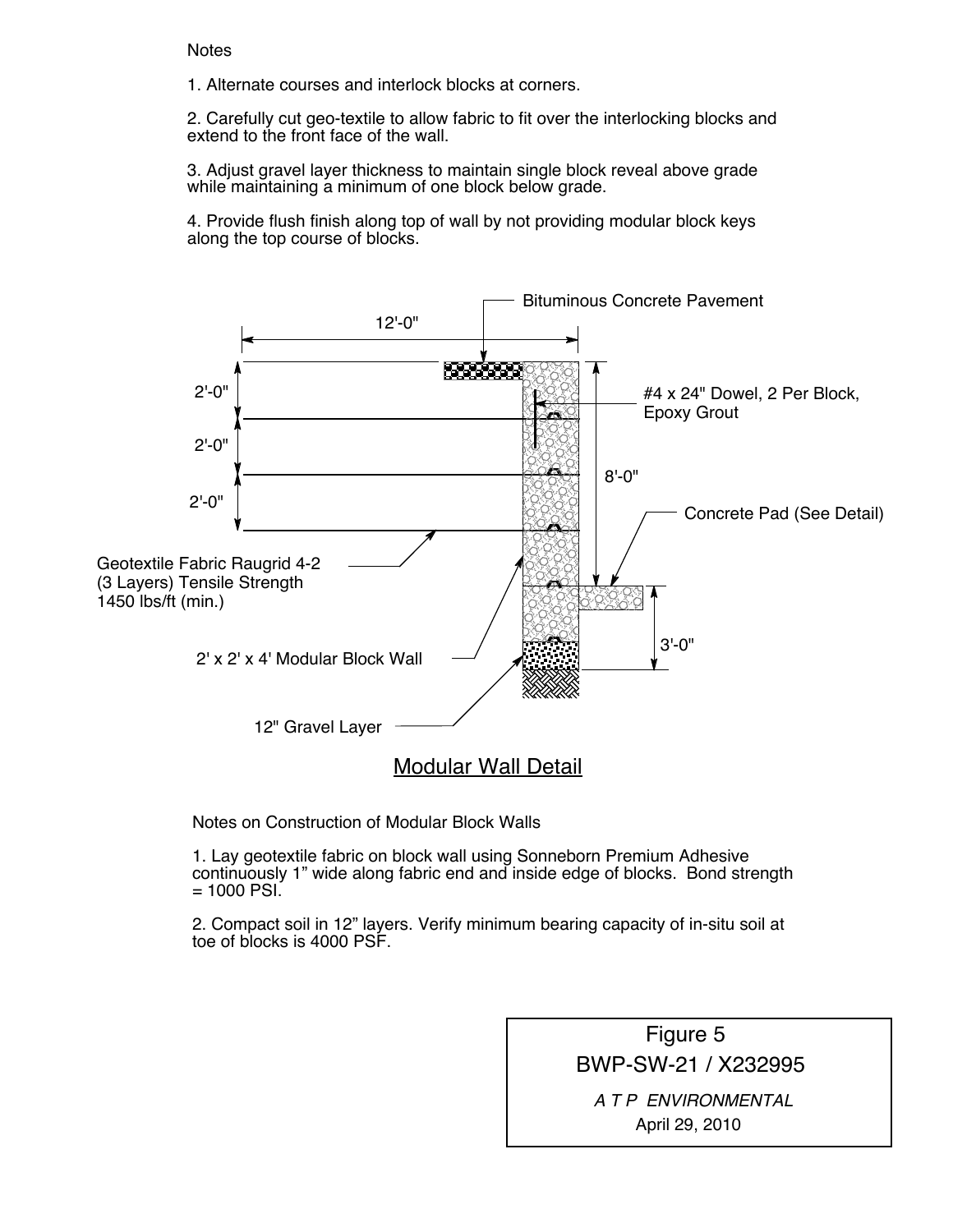Notes

1. Alternate courses and interlock blocks at corners.

2. Carefully cut geo-textile to allow fabric to fit over the interlocking blocks and extend to the front face of the wall.

3. Adjust gravel layer thickness to maintain single block reveal above grade while maintaining a minimum of one block below grade.

4. Provide flush finish along top of wall by not providing modular block keys along the top course of blocks.

Bituminous Concrete Pavement

12'-0"

2'-0"

2'-0"

2'-0"

#4 x 24" Dowel, 2 Per Block, Epoxy Grout

8'-0"

Concrete Pad (See Detail)

Geotextile Fabric Raugrid 4-2 (3 Layers) Tensile Strength 1450 lbs/ft (min.)

2' x 2' x 4' Modular Block Wall

3'-0"

12" Gravel Layer

## Modular Wall Detail

Notes on Construction of Modular Block Walls

1. Lay geotextile fabric on block wall using Sonneborn Premium Adhesive continuously 1" wide along fabric end and inside edge of blocks. Bond strength = 1000 PSI.

2. Compact soil in 12" layers. Verify minimum bearing capacity of in-situ soil at toe of blocks is 4000 PSF.

Figure 5

BWP-SW-21 / X232995

*A T P ENVIRONMENTAL*

April 29, 2010